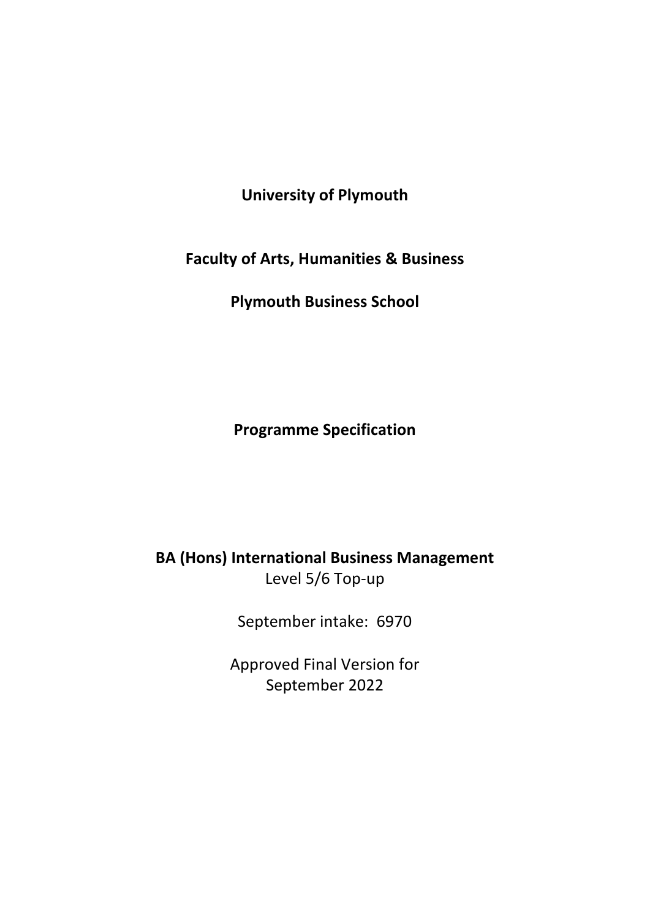**University of Plymouth**

**Faculty of Arts, Humanities & Business**

**Plymouth Business School**

**Programme Specification**

**BA (Hons) International Business Management**
Level 5/6 Top-up

September intake: 6970

Approved Final Version for
September 2022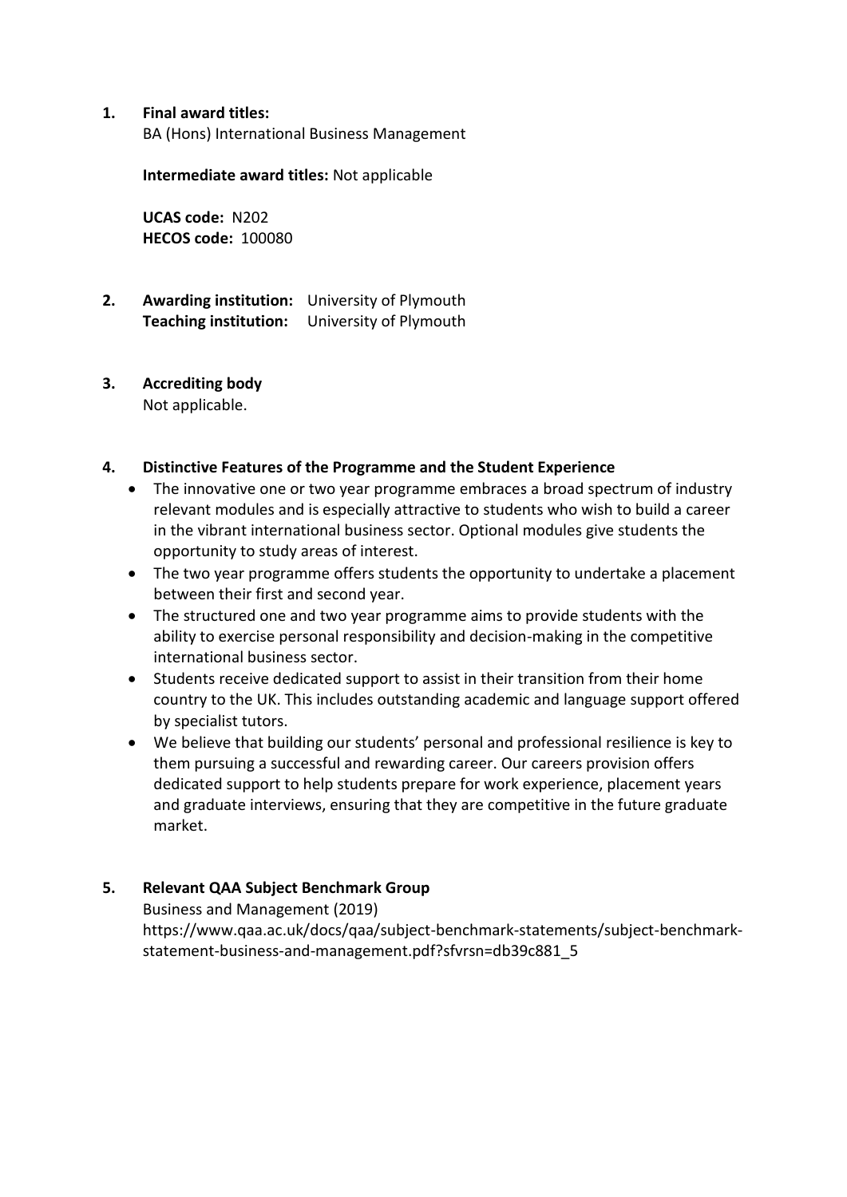1. **Final award titles:**
   BA (Hons) International Business Management

   **Intermediate award titles:** Not applicable

   **UCAS code:** N202
   **HECOS code:** 100080

2. **Awarding institution:** University of Plymouth
   **Teaching institution:** University of Plymouth

3. **Accrediting body**
   Not applicable.

4. **Distinctive Features of the Programme and the Student Experience**
   - The innovative one or two year programme embraces a broad spectrum of industry relevant modules and is especially attractive to students who wish to build a career in the vibrant international business sector. Optional modules give students the opportunity to study areas of interest.
   - The two year programme offers students the opportunity to undertake a placement between their first and second year.
   - The structured one and two year programme aims to provide students with the ability to exercise personal responsibility and decision-making in the competitive international business sector.
   - Students receive dedicated support to assist in their transition from their home country to the UK. This includes outstanding academic and language support offered by specialist tutors.
   - We believe that building our students' personal and professional resilience is key to them pursuing a successful and rewarding career. Our careers provision offers dedicated support to help students prepare for work experience, placement years and graduate interviews, ensuring that they are competitive in the future graduate market.

5. **Relevant QAA Subject Benchmark Group**
   Business and Management (2019)
   https://www.qaa.ac.uk/docs/qaa/subject-benchmark-statements/subject-benchmark-statement-business-and-management.pdf?sfvrsn=db39c881_5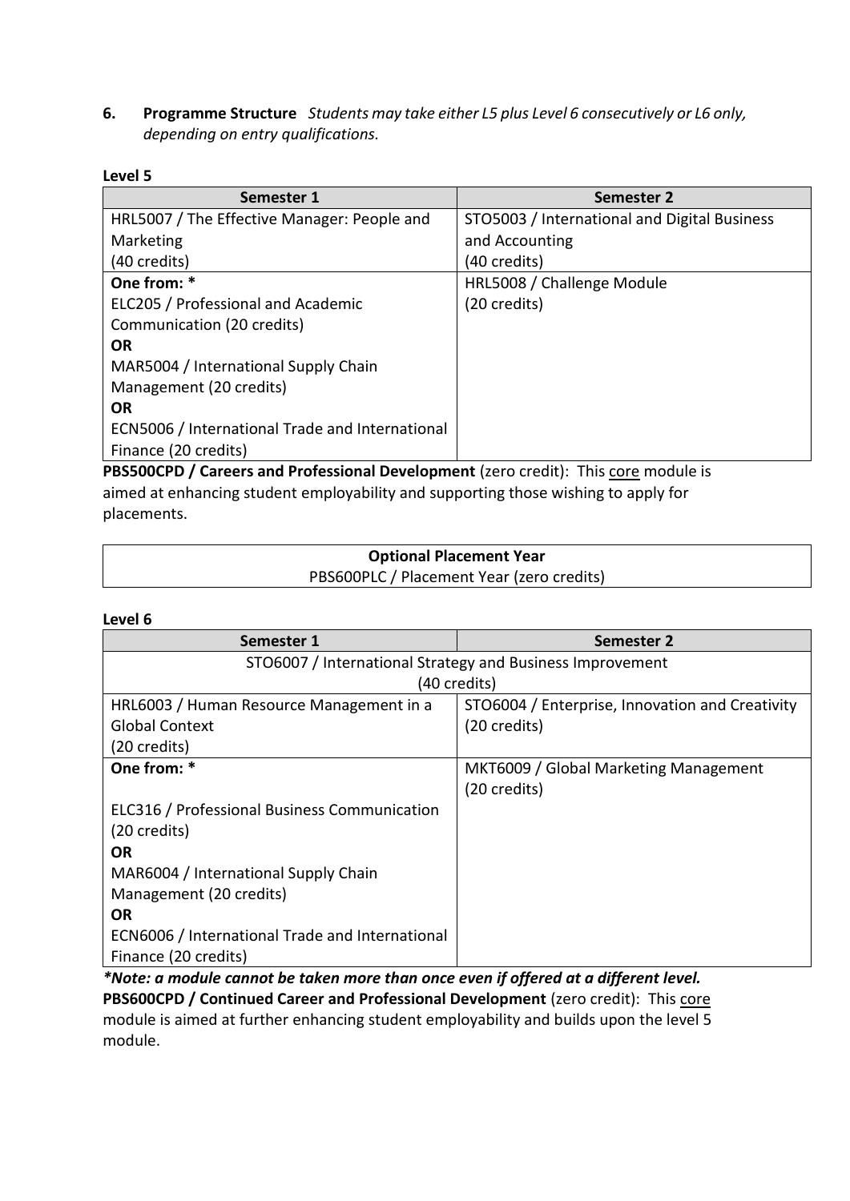**6. Programme Structure** *Students may take either L5 plus Level 6 consecutively or L6 only, depending on entry qualifications.*

**Level 5**

| Semester 1 | Semester 2 |
|---|---|
| HRL5007 / The Effective Manager: People and Marketing<br>(40 credits) | STO5003 / International and Digital Business and Accounting<br>(40 credits) |
| **One from: ***<br>ELC205 / Professional and Academic Communication (20 credits)<br>**OR**<br>MAR5004 / International Supply Chain Management (20 credits)<br>**OR**<br>ECN5006 / International Trade and International Finance (20 credits) | HRL5008 / Challenge Module<br>(20 credits) |

**PBS500CPD / Careers and Professional Development** (zero credit): This <u>core</u> module is aimed at enhancing student employability and supporting those wishing to apply for placements.

| **Optional Placement Year** |
|---|
| PBS600PLC / Placement Year (zero credits) |

**Level 6**

| Semester 1 | Semester 2 |
|---|---|
| STO6007 / International Strategy and Business Improvement (40 credits) | |
| HRL6003 / Human Resource Management in a Global Context<br>(20 credits) | STO6004 / Enterprise, Innovation and Creativity<br>(20 credits) |
| **One from: ***<br>ELC316 / Professional Business Communication (20 credits)<br>**OR**<br>MAR6004 / International Supply Chain Management (20 credits)<br>**OR**<br>ECN6006 / International Trade and International Finance (20 credits) | MKT6009 / Global Marketing Management<br>(20 credits) |

***Note: a module cannot be taken more than once even if offered at a different level.***

**PBS600CPD / Continued Career and Professional Development** (zero credit): This <u>core</u> module is aimed at further enhancing student employability and builds upon the level 5 module.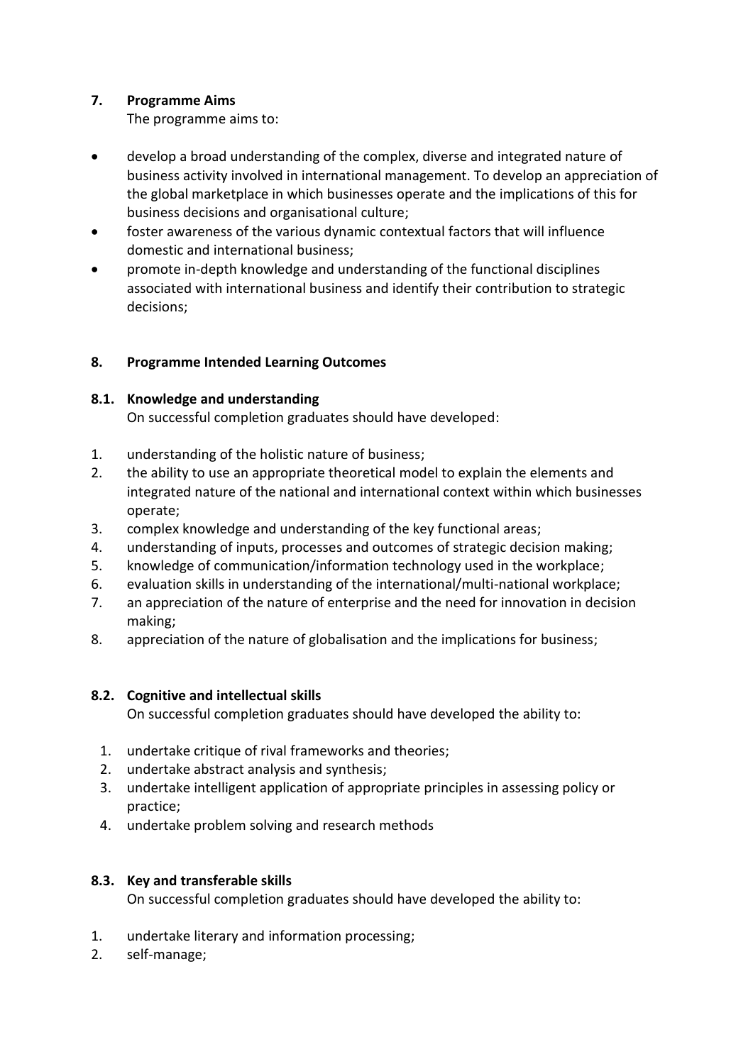## 7. Programme Aims

The programme aims to:

- develop a broad understanding of the complex, diverse and integrated nature of business activity involved in international management. To develop an appreciation of the global marketplace in which businesses operate and the implications of this for business decisions and organisational culture;
- foster awareness of the various dynamic contextual factors that will influence domestic and international business;
- promote in-depth knowledge and understanding of the functional disciplines associated with international business and identify their contribution to strategic decisions;

## 8. Programme Intended Learning Outcomes

### 8.1. Knowledge and understanding

On successful completion graduates should have developed:

1. understanding of the holistic nature of business;
2. the ability to use an appropriate theoretical model to explain the elements and integrated nature of the national and international context within which businesses operate;
3. complex knowledge and understanding of the key functional areas;
4. understanding of inputs, processes and outcomes of strategic decision making;
5. knowledge of communication/information technology used in the workplace;
6. evaluation skills in understanding of the international/multi-national workplace;
7. an appreciation of the nature of enterprise and the need for innovation in decision making;
8. appreciation of the nature of globalisation and the implications for business;

### 8.2. Cognitive and intellectual skills

On successful completion graduates should have developed the ability to:

1. undertake critique of rival frameworks and theories;
2. undertake abstract analysis and synthesis;
3. undertake intelligent application of appropriate principles in assessing policy or practice;
4. undertake problem solving and research methods

### 8.3. Key and transferable skills

On successful completion graduates should have developed the ability to:

1. undertake literary and information processing;
2. self-manage;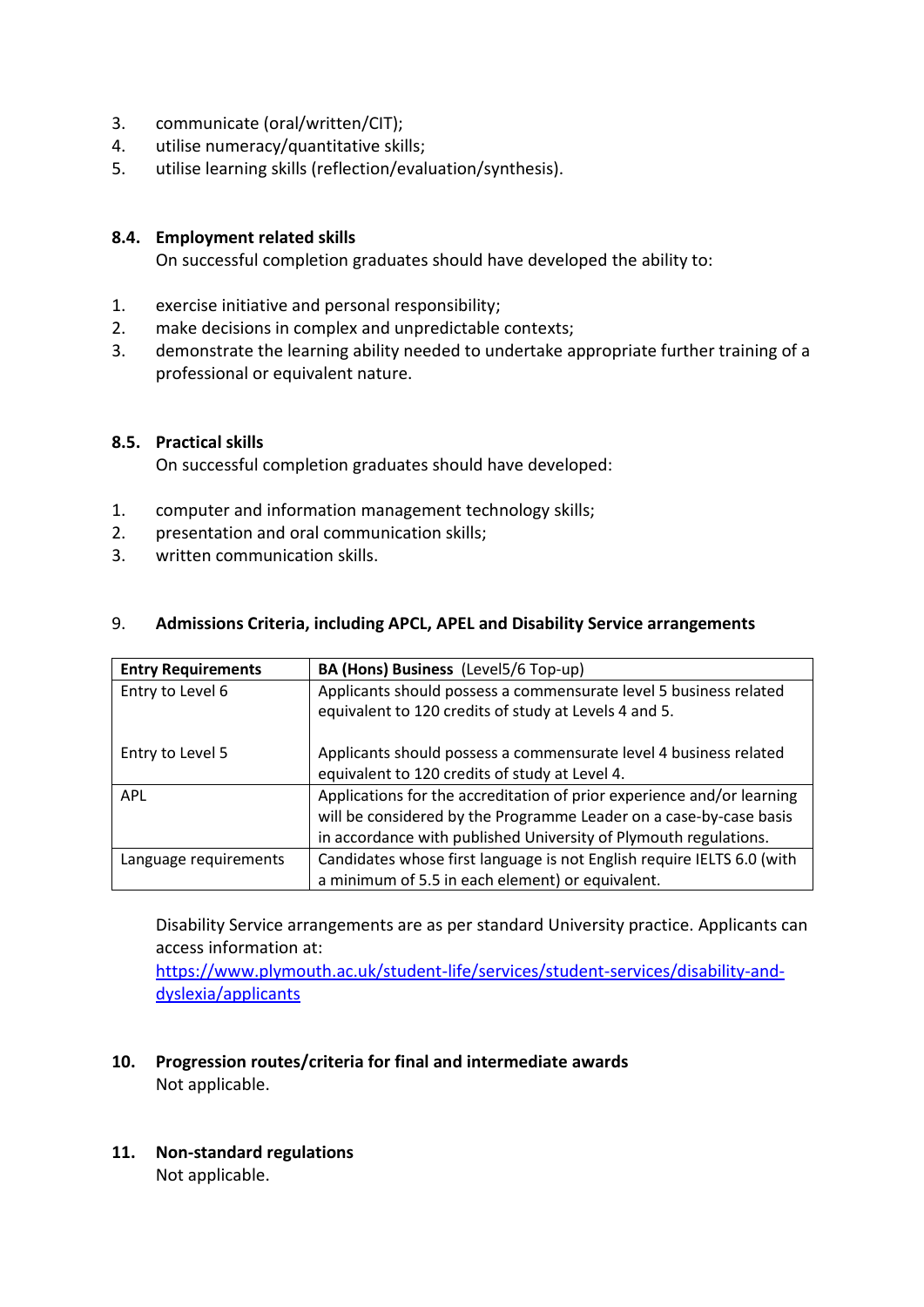3. communicate (oral/written/CIT);
4. utilise numeracy/quantitative skills;
5. utilise learning skills (reflection/evaluation/synthesis).

### 8.4. Employment related skills

On successful completion graduates should have developed the ability to:

1. exercise initiative and personal responsibility;
2. make decisions in complex and unpredictable contexts;
3. demonstrate the learning ability needed to undertake appropriate further training of a professional or equivalent nature.

### 8.5. Practical skills

On successful completion graduates should have developed:

1. computer and information management technology skills;
2. presentation and oral communication skills;
3. written communication skills.

## 9. Admissions Criteria, including APCL, APEL and Disability Service arrangements

| **Entry Requirements** | **BA (Hons) Business** (Level5/6 Top-up) |
|---|---|
| Entry to Level 6<br><br>Entry to Level 5 | Applicants should possess a commensurate level 5 business related equivalent to 120 credits of study at Levels 4 and 5.<br><br>Applicants should possess a commensurate level 4 business related equivalent to 120 credits of study at Level 4. |
| APL | Applications for the accreditation of prior experience and/or learning will be considered by the Programme Leader on a case-by-case basis in accordance with published University of Plymouth regulations. |
| Language requirements | Candidates whose first language is not English require IELTS 6.0 (with a minimum of 5.5 in each element) or equivalent. |

Disability Service arrangements are as per standard University practice. Applicants can access information at: [https://www.plymouth.ac.uk/student-life/services/student-services/disability-and-dyslexia/applicants](https://www.plymouth.ac.uk/student-life/services/student-services/disability-and-dyslexia/applicants)

## 10. Progression routes/criteria for final and intermediate awards

Not applicable.

## 11. Non-standard regulations

Not applicable.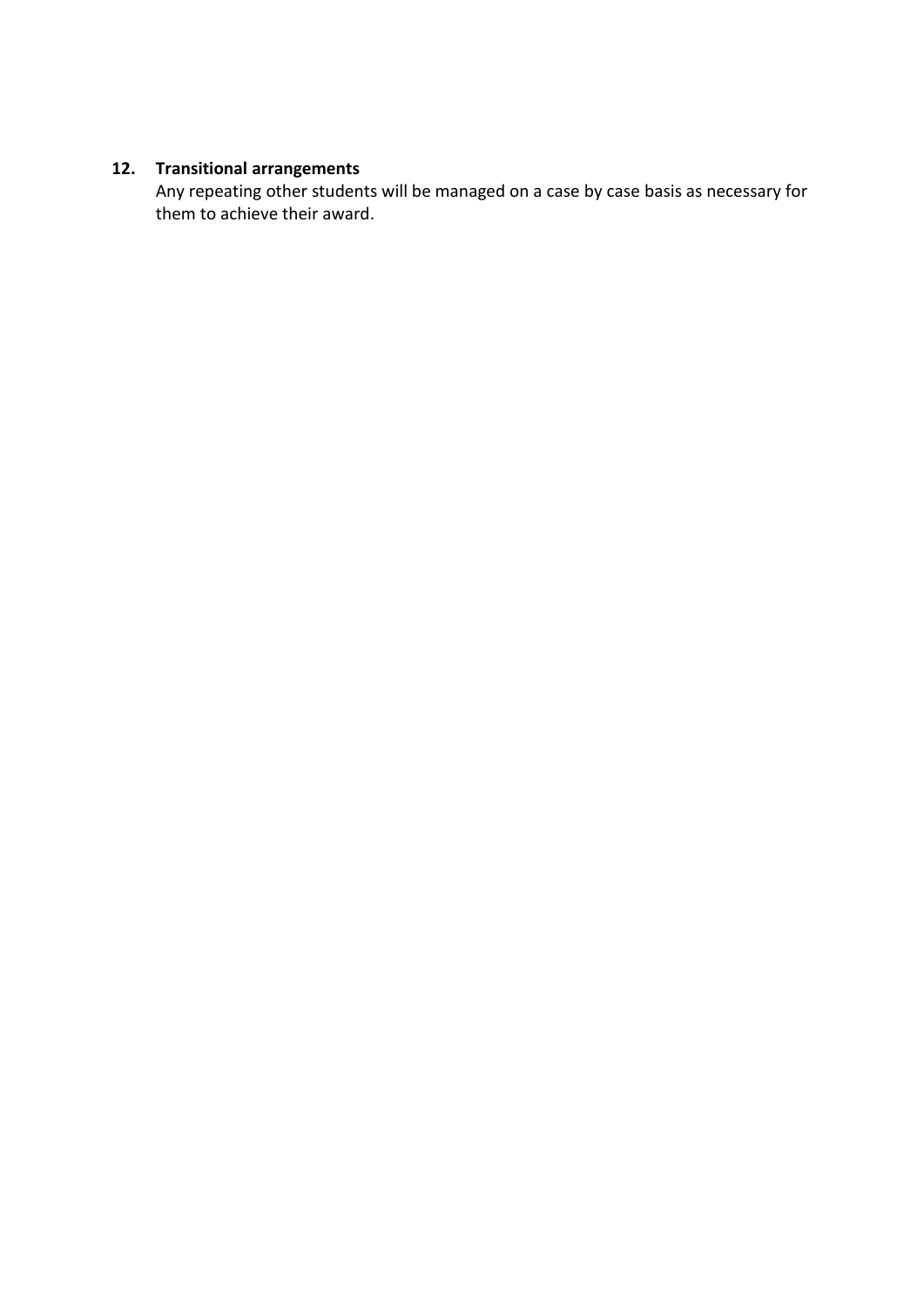## 12. Transitional arrangements

Any repeating other students will be managed on a case by case basis as necessary for them to achieve their award.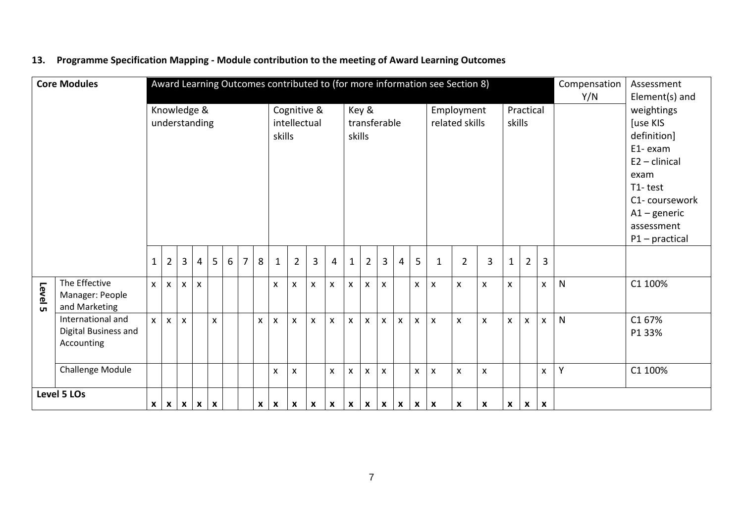## 13. Programme Specification Mapping - Module contribution to the meeting of Award Learning Outcomes

| Core Modules | | Award Learning Outcomes contributed to (for more information see Section 8) | | | | | | | | | | | | | | | | | | | | | | | Compensation Y/N | Assessment Element(s) and weightings [use KIS definition] E1- exam E2 – clinical exam T1- test C1- coursework A1 – generic assessment P1 – practical |
|---|---|---|---|---|---|---|---|---|---|---|---|---|---|---|---|---|---|---|---|---|---|---|---|---|---|---|
| | | Knowledge & understanding | | | | | | | | Cognitive & intellectual skills | | | | Key & transferable skills | | | | | Employment related skills | | | Practical skills | | | | |
| | | 1 | 2 | 3 | 4 | 5 | 6 | 7 | 8 | 1 | 2 | 3 | 4 | 1 | 2 | 3 | 4 | 5 | 1 | 2 | 3 | 1 | 2 | 3 | | |
| Level 5 | The Effective Manager: People and Marketing | x | x | x | x | | | | | x | x | x | x | x | x | x | | x | x | x | x | x | | x | N | C1 100% |
| | International and Digital Business and Accounting | x | x | x | | x | | | x | x | x | x | x | x | x | x | x | x | x | x | x | x | x | x | N | C1 67% P1 33% |
| | Challenge Module | | | | | | | | | x | x | | x | x | x | x | | x | x | x | x | | | x | Y | C1 100% |
| **Level 5 LOs** | | **x** | **x** | **x** | **x** | **x** | | | **x** | **x** | **x** | **x** | **x** | **x** | **x** | **x** | **x** | **x** | **x** | **x** | **x** | **x** | **x** | **x** | | |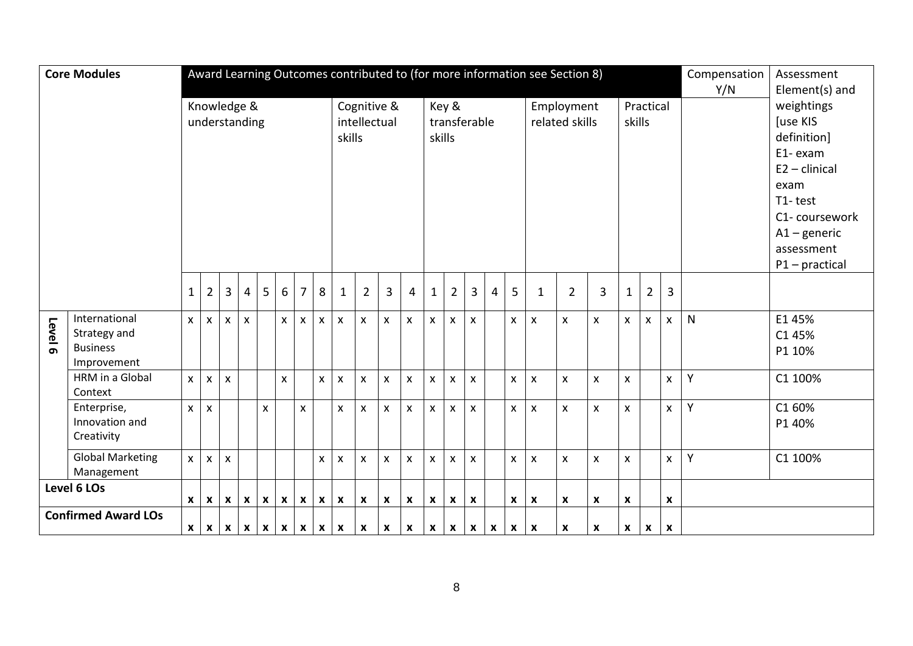| Core Modules | | Award Learning Outcomes contributed to (for more information see Section 8) | | | | | | | | | | | | | | | | | | | | | | | Compensation Y/N | Assessment Element(s) and weightings [use KIS definition] E1- exam E2 – clinical exam T1- test C1- coursework A1 – generic assessment P1 – practical |
|---|---|---|---|---|---|---|---|---|---|---|---|---|---|---|---|---|---|---|---|---|---|---|---|---|---|---|
| | | Knowledge & understanding | | | | | | | | Cognitive & intellectual skills | | | | Key & transferable skills | | | | | Employment related skills | | | Practical skills | | | | |
| | | 1 | 2 | 3 | 4 | 5 | 6 | 7 | 8 | 1 | 2 | 3 | 4 | 1 | 2 | 3 | 4 | 5 | 1 | 2 | 3 | 1 | 2 | 3 | | |
| Level 6 | International Strategy and Business Improvement | x | x | x | x | | x | x | x | x | x | x | x | x | x | x | | x | x | x | x | x | x | x | N | E1 45% C1 45% P1 10% |
| | HRM in a Global Context | x | x | x | | | x | | x | x | x | x | x | x | x | x | | x | x | x | x | x | | x | Y | C1 100% |
| | Enterprise, Innovation and Creativity | x | x | | | x | | x | | x | x | x | x | x | x | x | | x | x | x | x | x | | x | Y | C1 60% P1 40% |
| | Global Marketing Management | x | x | x | | | | | x | x | x | x | x | x | x | x | | x | x | x | x | x | | x | Y | C1 100% |
| **Level 6 LOs** | | **x** | **x** | **x** | **x** | **x** | **x** | **x** | **x** | **x** | **x** | **x** | **x** | **x** | **x** | **x** | | **x** | **x** | **x** | **x** | **x** | | **x** | | |
| **Confirmed Award LOs** | | **x** | **x** | **x** | **x** | **x** | **x** | **x** | **x** | **x** | **x** | **x** | **x** | **x** | **x** | **x** | **x** | **x** | **x** | **x** | **x** | **x** | **x** | **x** | | |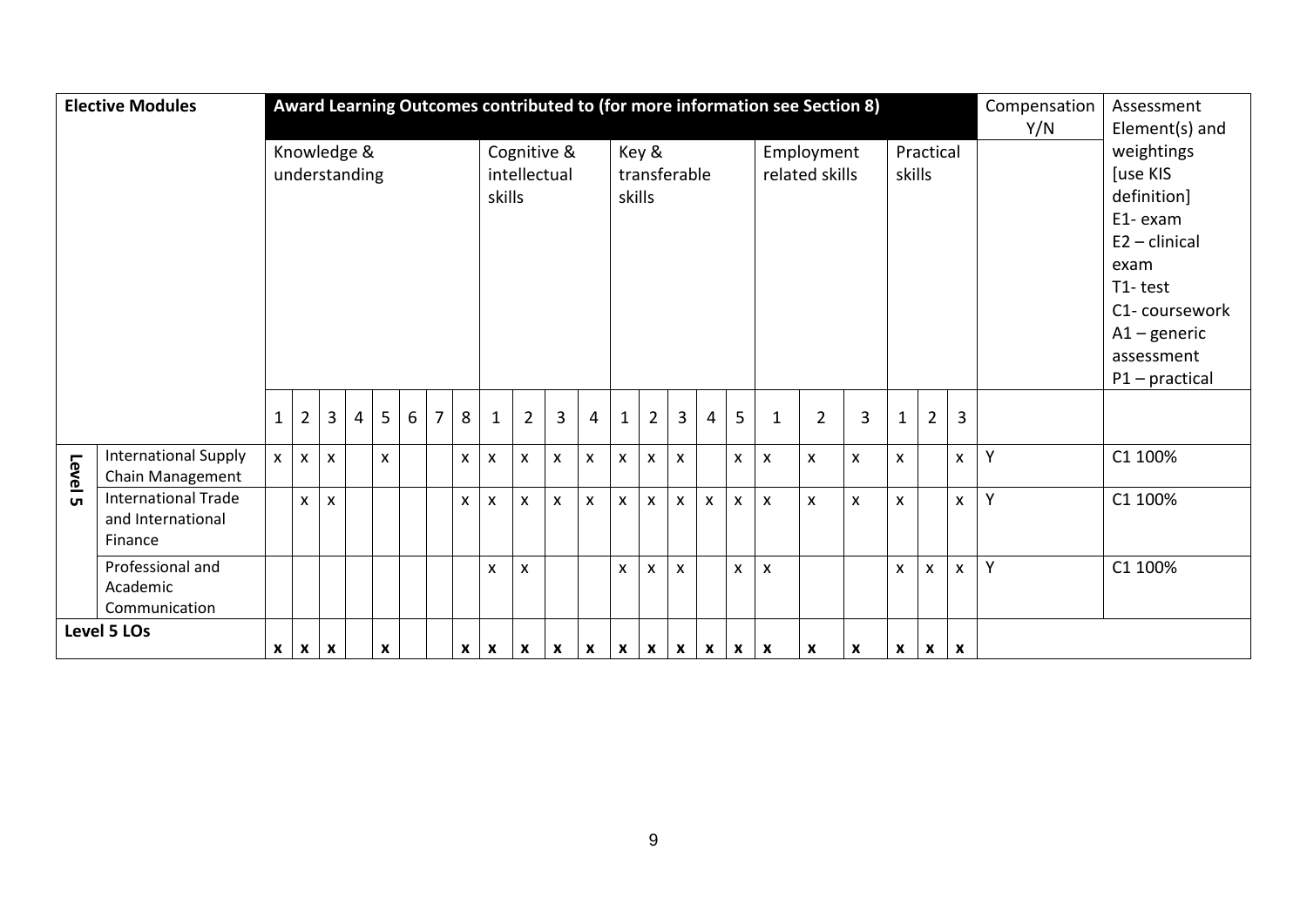| Elective Modules | | Award Learning Outcomes contributed to (for more information see Section 8) | | | | | | | | | | | | | | | | | | | | | | | Compensation Y/N | Assessment Element(s) and weightings [use KIS definition] E1- exam E2 – clinical exam T1- test C1- coursework A1 – generic assessment P1 – practical |
|---|---|---|---|---|---|---|---|---|---|---|---|---|---|---|---|---|---|---|---|---|---|---|---|---|---|---|
| | | Knowledge & understanding | | | | | | | | Cognitive & intellectual skills | | | | Key & transferable skills | | | | | Employment related skills | | | Practical skills | | | | |
| | | 1 | 2 | 3 | 4 | 5 | 6 | 7 | 8 | 1 | 2 | 3 | 4 | 1 | 2 | 3 | 4 | 5 | 1 | 2 | 3 | 1 | 2 | 3 | | |
| Level 5 | International Supply Chain Management | x | x | x | | x | | | x | x | x | x | x | x | x | x | | x | x | x | x | x | | x | Y | C1 100% |
| | International Trade and International Finance | | x | x | | | | | x | x | x | x | x | x | x | x | x | x | x | x | x | x | | x | Y | C1 100% |
| | Professional and Academic Communication | | | | | | | | | x | x | | | x | x | x | | x | x | | | x | x | x | Y | C1 100% |
| Level 5 LOs | | **x** | **x** | **x** | | **x** | | | **x** | **x** | **x** | **x** | **x** | **x** | **x** | **x** | **x** | **x** | **x** | **x** | **x** | **x** | **x** | **x** | | |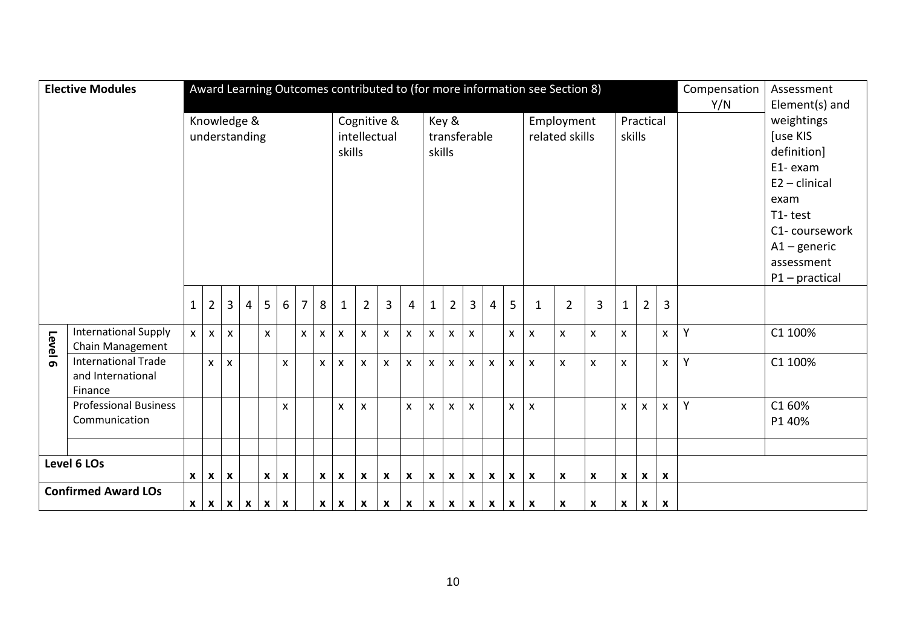| Elective Modules | | Award Learning Outcomes contributed to (for more information see Section 8) | | | | | | | | | | | | | | | | | | | | | | | Compensation Y/N | Assessment Element(s) and weightings [use KIS definition] E1- exam E2 – clinical exam T1- test C1- coursework A1 – generic assessment P1 – practical |
|---|---|---|---|---|---|---|---|---|---|---|---|---|---|---|---|---|---|---|---|---|---|---|---|---|---|---|
| | | Knowledge & understanding | | | | | | | | Cognitive & intellectual skills | | | | Key & transferable skills | | | | | Employment related skills | | | Practical skills | | | | |
| | | 1 | 2 | 3 | 4 | 5 | 6 | 7 | 8 | 1 | 2 | 3 | 4 | 1 | 2 | 3 | 4 | 5 | 1 | 2 | 3 | 1 | 2 | 3 | | |
| Level 6 | International Supply Chain Management | x | x | x | | x | | x | x | x | x | x | x | x | x | x | | x | x | x | x | x | | x | Y | C1 100% |
| | International Trade and International Finance | | x | x | | | x | | x | x | x | x | x | x | x | x | x | x | x | x | x | x | | x | Y | C1 100% |
| | Professional Business Communication | | | | | | x | | | x | x | | x | x | x | x | | x | x | | | x | x | x | Y | C1 60% P1 40% |
| | | | | | | | | | | | | | | | | | | | | | | | | | | |
| **Level 6 LOs** | | **x** | **x** | **x** | | **x** | **x** | | **x** | **x** | **x** | **x** | **x** | **x** | **x** | **x** | **x** | **x** | **x** | **x** | **x** | **x** | **x** | **x** | | |
| **Confirmed Award LOs** | | **x** | **x** | **x** | **x** | **x** | **x** | | **x** | **x** | **x** | **x** | **x** | **x** | **x** | **x** | **x** | **x** | **x** | **x** | **x** | **x** | **x** | **x** | | |